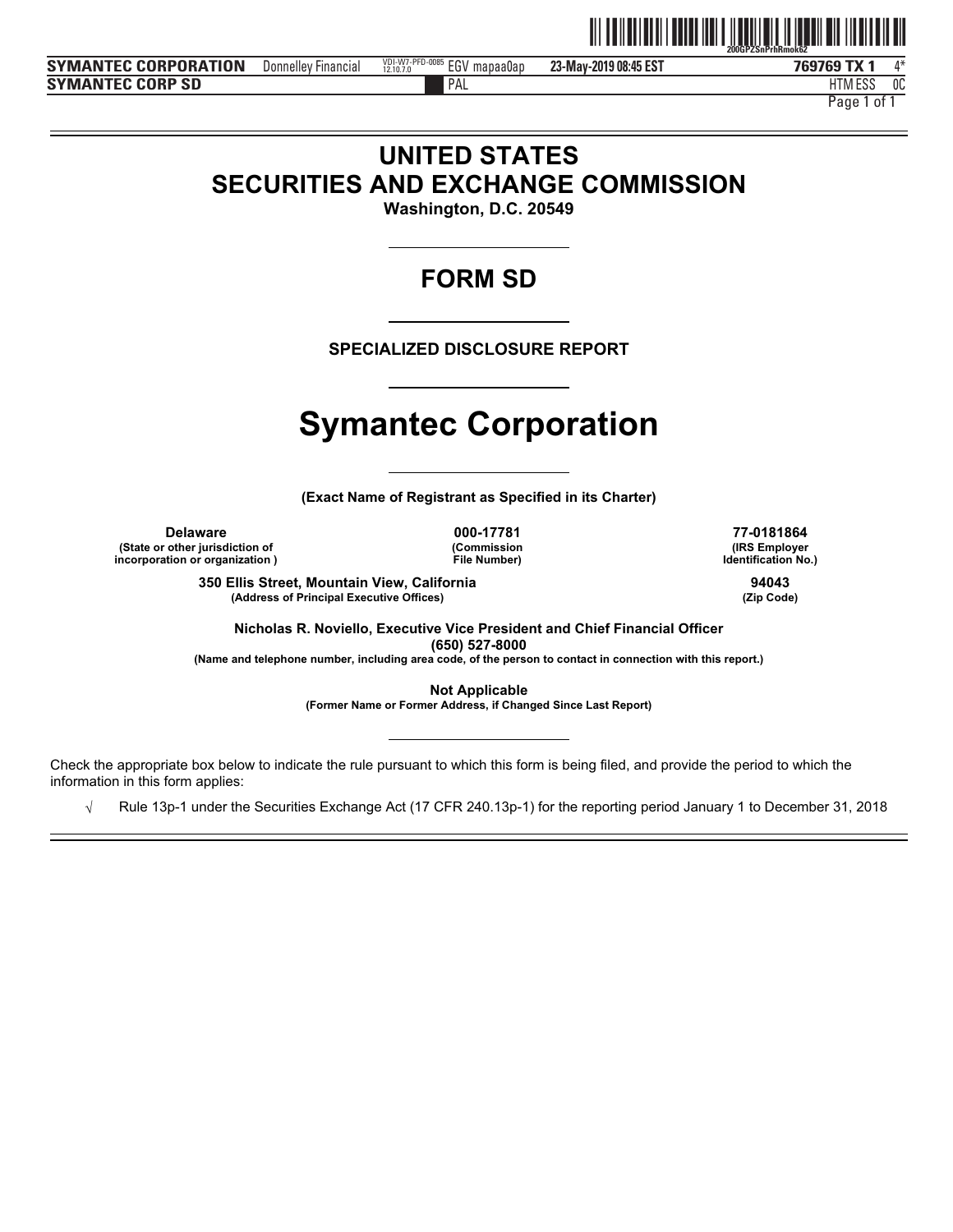# UNITED STATES
# SECURITIES AND EXCHANGE COMMISSION

**Washington, D.C. 20549**

## FORM SD

**SPECIALIZED DISCLOSURE REPORT**

# Symantec Corporation

**(Exact Name of Registrant as Specified in its Charter)**

| Delaware | 000-17781 | 77-0181864 |
|---|---|---|
| (State or other jurisdiction of incorporation or organization ) | (Commission File Number) | (IRS Employer Identification No.) |

| 350 Ellis Street, Mountain View, California | 94043 |
|---|---|
| (Address of Principal Executive Offices) | (Zip Code) |

**Nicholas R. Noviello, Executive Vice President and Chief Financial Officer**
**(650) 527-8000**
**(Name and telephone number, including area code, of the person to contact in connection with this report.)**

**Not Applicable**
**(Former Name or Former Address, if Changed Since Last Report)**

Check the appropriate box below to indicate the rule pursuant to which this form is being filed, and provide the period to which the information in this form applies:

√ Rule 13p-1 under the Securities Exchange Act (17 CFR 240.13p-1) for the reporting period January 1 to December 31, 2018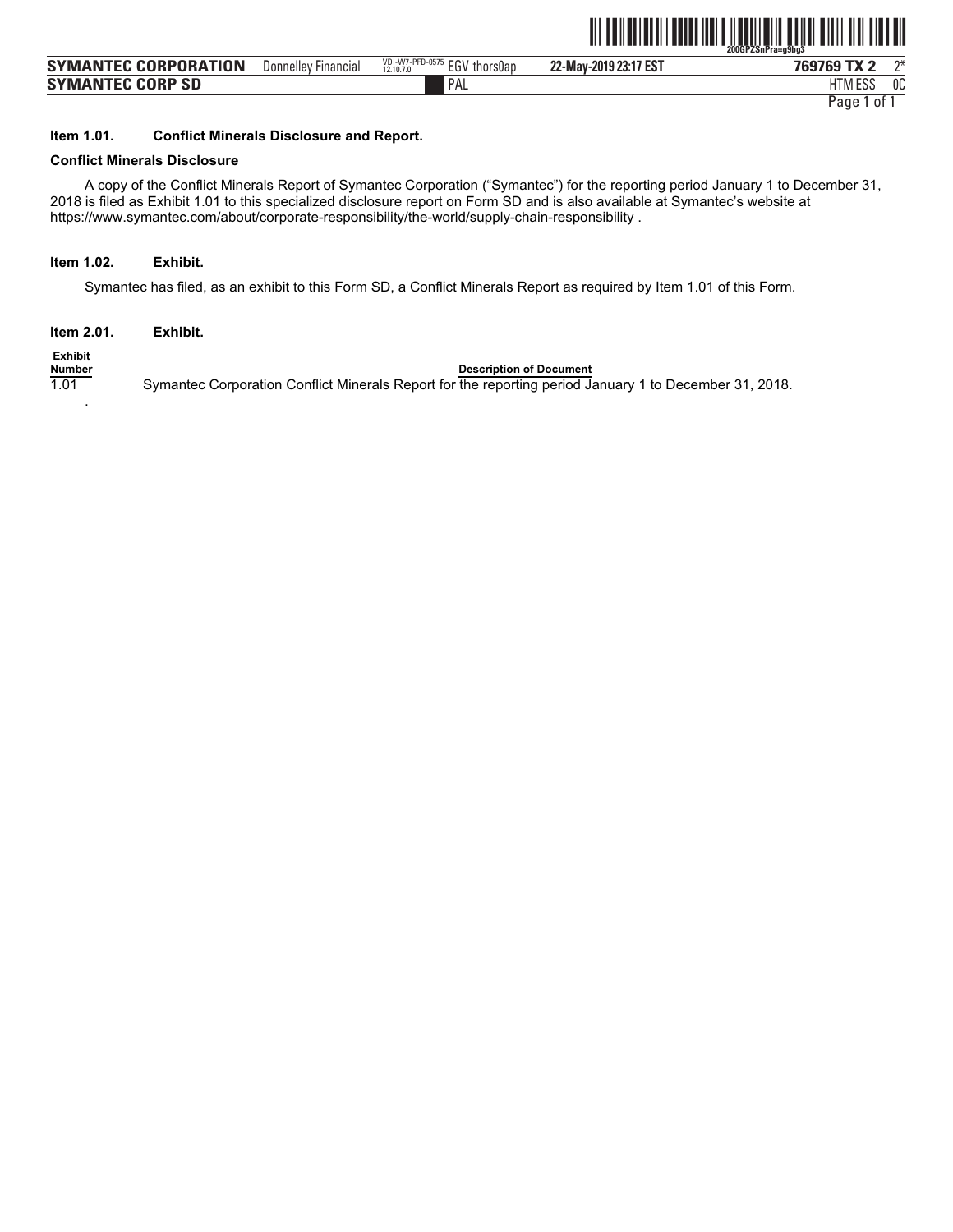**Item 1.01. Conflict Minerals Disclosure and Report.**

**Conflict Minerals Disclosure**

A copy of the Conflict Minerals Report of Symantec Corporation ("Symantec") for the reporting period January 1 to December 31, 2018 is filed as Exhibit 1.01 to this specialized disclosure report on Form SD and is also available at Symantec's website at https://www.symantec.com/about/corporate-responsibility/the-world/supply-chain-responsibility .

**Item 1.02. Exhibit.**

Symantec has filed, as an exhibit to this Form SD, a Conflict Minerals Report as required by Item 1.01 of this Form.

**Item 2.01. Exhibit.**

| Exhibit Number | Description of Document |
|---|---|
| 1.01 | Symantec Corporation Conflict Minerals Report for the reporting period January 1 to December 31, 2018. |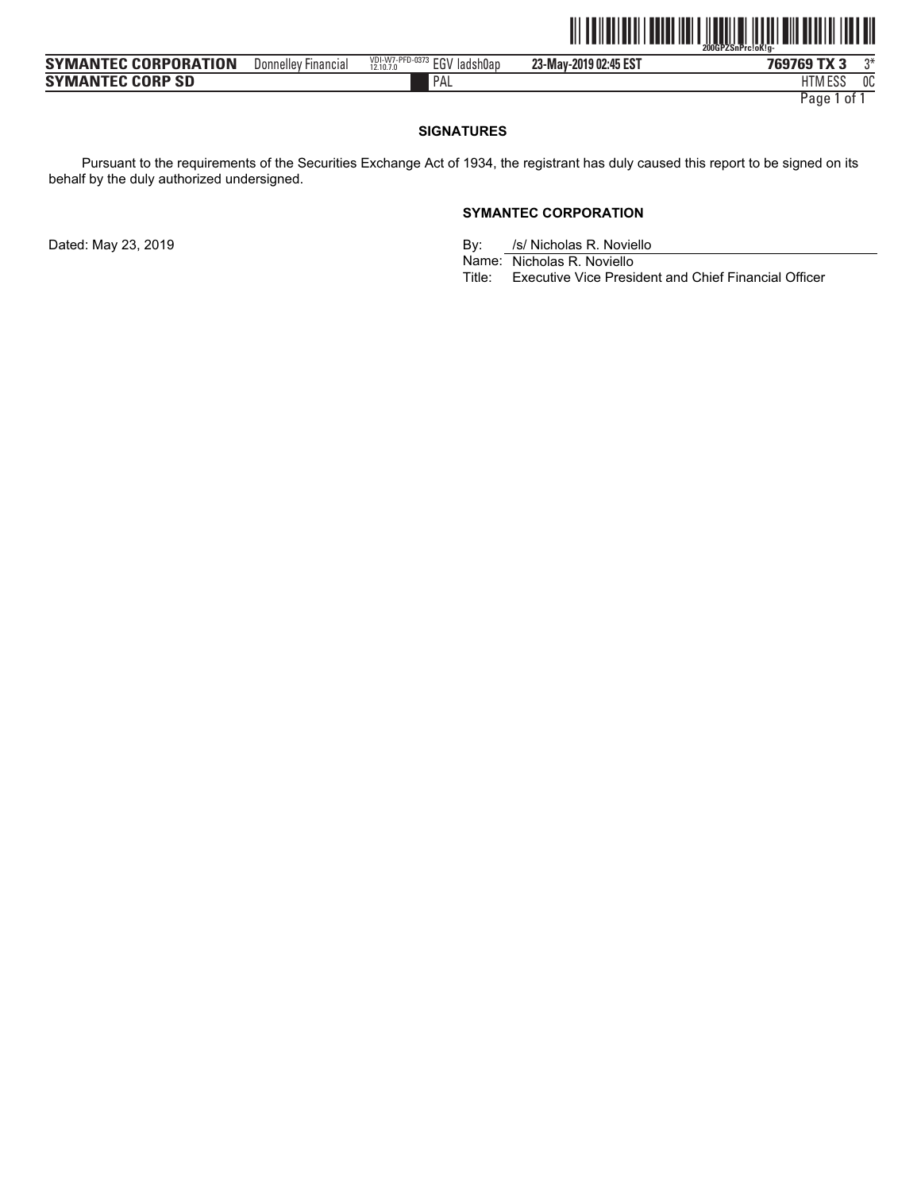## SIGNATURES

Pursuant to the requirements of the Securities Exchange Act of 1934, the registrant has duly caused this report to be signed on its behalf by the duly authorized undersigned.

**SYMANTEC CORPORATION**

Dated: May 23, 2019

By: /s/ Nicholas R. Noviello
Name: Nicholas R. Noviello
Title: Executive Vice President and Chief Financial Officer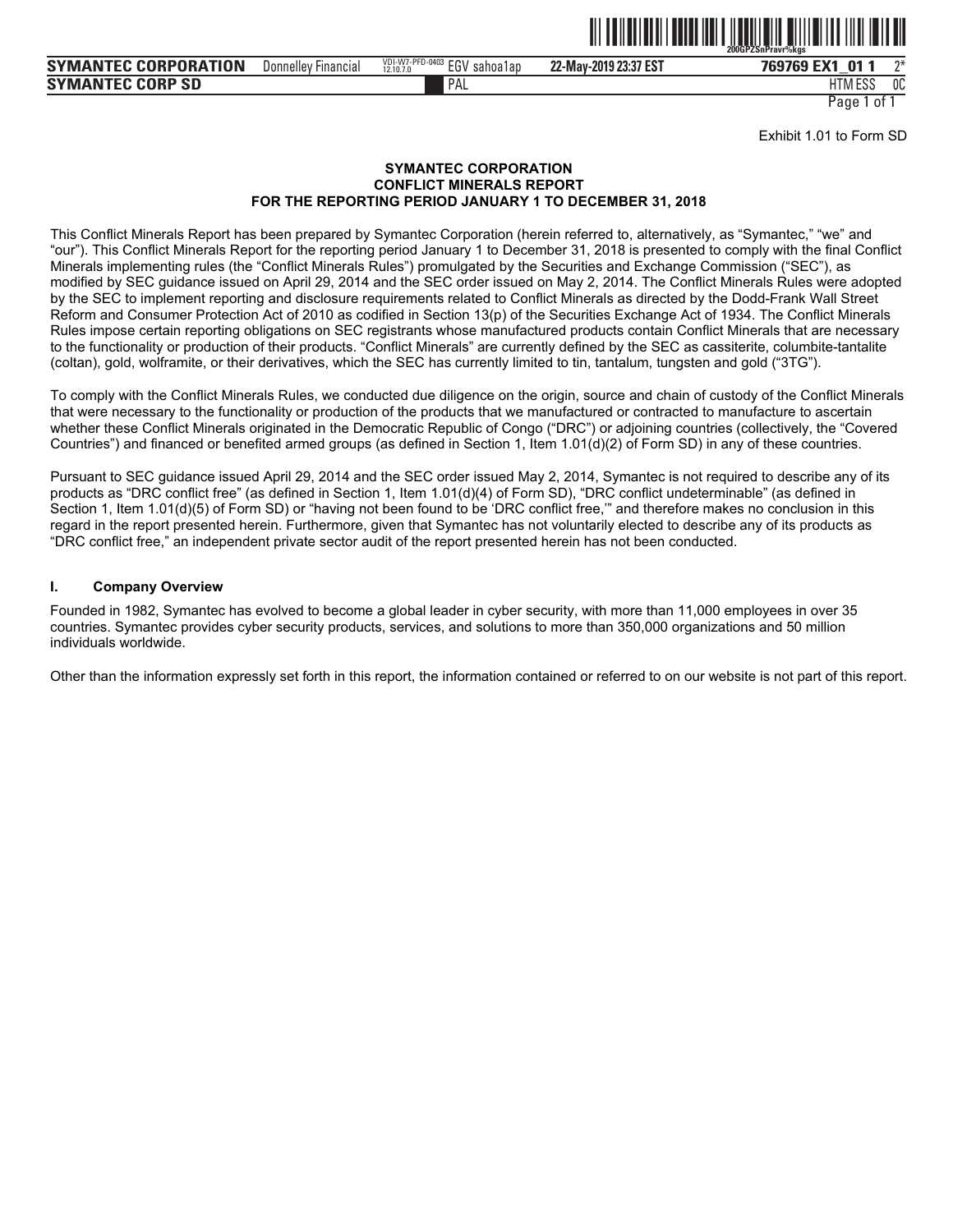Exhibit 1.01 to Form SD

**SYMANTEC CORPORATION**
**CONFLICT MINERALS REPORT**
**FOR THE REPORTING PERIOD JANUARY 1 TO DECEMBER 31, 2018**

This Conflict Minerals Report has been prepared by Symantec Corporation (herein referred to, alternatively, as "Symantec," "we" and "our"). This Conflict Minerals Report for the reporting period January 1 to December 31, 2018 is presented to comply with the final Conflict Minerals implementing rules (the "Conflict Minerals Rules") promulgated by the Securities and Exchange Commission ("SEC"), as modified by SEC guidance issued on April 29, 2014 and the SEC order issued on May 2, 2014. The Conflict Minerals Rules were adopted by the SEC to implement reporting and disclosure requirements related to Conflict Minerals as directed by the Dodd-Frank Wall Street Reform and Consumer Protection Act of 2010 as codified in Section 13(p) of the Securities Exchange Act of 1934. The Conflict Minerals Rules impose certain reporting obligations on SEC registrants whose manufactured products contain Conflict Minerals that are necessary to the functionality or production of their products. "Conflict Minerals" are currently defined by the SEC as cassiterite, columbite-tantalite (coltan), gold, wolframite, or their derivatives, which the SEC has currently limited to tin, tantalum, tungsten and gold ("3TG").

To comply with the Conflict Minerals Rules, we conducted due diligence on the origin, source and chain of custody of the Conflict Minerals that were necessary to the functionality or production of the products that we manufactured or contracted to manufacture to ascertain whether these Conflict Minerals originated in the Democratic Republic of Congo ("DRC") or adjoining countries (collectively, the "Covered Countries") and financed or benefited armed groups (as defined in Section 1, Item 1.01(d)(2) of Form SD) in any of these countries.

Pursuant to SEC guidance issued April 29, 2014 and the SEC order issued May 2, 2014, Symantec is not required to describe any of its products as "DRC conflict free" (as defined in Section 1, Item 1.01(d)(4) of Form SD), "DRC conflict undeterminable" (as defined in Section 1, Item 1.01(d)(5) of Form SD) or "having not been found to be 'DRC conflict free,'" and therefore makes no conclusion in this regard in the report presented herein. Furthermore, given that Symantec has not voluntarily elected to describe any of its products as "DRC conflict free," an independent private sector audit of the report presented herein has not been conducted.

## I. Company Overview

Founded in 1982, Symantec has evolved to become a global leader in cyber security, with more than 11,000 employees in over 35 countries. Symantec provides cyber security products, services, and solutions to more than 350,000 organizations and 50 million individuals worldwide.

Other than the information expressly set forth in this report, the information contained or referred to on our website is not part of this report.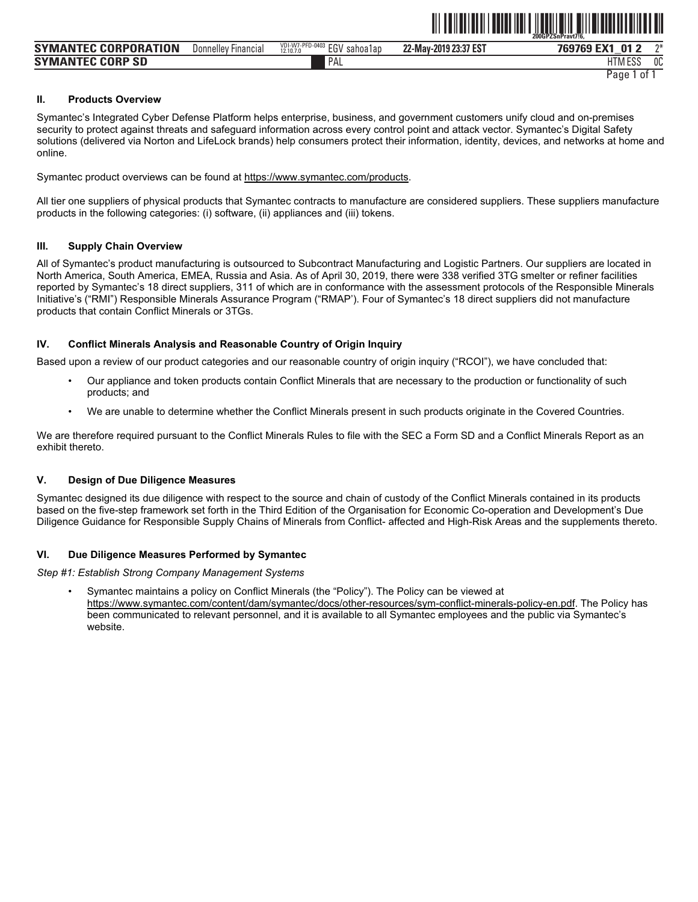## II. Products Overview

Symantec's Integrated Cyber Defense Platform helps enterprise, business, and government customers unify cloud and on-premises security to protect against threats and safeguard information across every control point and attack vector. Symantec's Digital Safety solutions (delivered via Norton and LifeLock brands) help consumers protect their information, identity, devices, and networks at home and online.

Symantec product overviews can be found at https://www.symantec.com/products.

All tier one suppliers of physical products that Symantec contracts to manufacture are considered suppliers. These suppliers manufacture products in the following categories: (i) software, (ii) appliances and (iii) tokens.

## III. Supply Chain Overview

All of Symantec's product manufacturing is outsourced to Subcontract Manufacturing and Logistic Partners. Our suppliers are located in North America, South America, EMEA, Russia and Asia. As of April 30, 2019, there were 338 verified 3TG smelter or refiner facilities reported by Symantec's 18 direct suppliers, 311 of which are in conformance with the assessment protocols of the Responsible Minerals Initiative's ("RMI") Responsible Minerals Assurance Program ("RMAP'). Four of Symantec's 18 direct suppliers did not manufacture products that contain Conflict Minerals or 3TGs.

## IV. Conflict Minerals Analysis and Reasonable Country of Origin Inquiry

Based upon a review of our product categories and our reasonable country of origin inquiry ("RCOI"), we have concluded that:

- Our appliance and token products contain Conflict Minerals that are necessary to the production or functionality of such products; and
- We are unable to determine whether the Conflict Minerals present in such products originate in the Covered Countries.

We are therefore required pursuant to the Conflict Minerals Rules to file with the SEC a Form SD and a Conflict Minerals Report as an exhibit thereto.

## V. Design of Due Diligence Measures

Symantec designed its due diligence with respect to the source and chain of custody of the Conflict Minerals contained in its products based on the five-step framework set forth in the Third Edition of the Organisation for Economic Co-operation and Development's Due Diligence Guidance for Responsible Supply Chains of Minerals from Conflict- affected and High-Risk Areas and the supplements thereto.

## VI. Due Diligence Measures Performed by Symantec

*Step #1: Establish Strong Company Management Systems*

- Symantec maintains a policy on Conflict Minerals (the "Policy"). The Policy can be viewed at https://www.symantec.com/content/dam/symantec/docs/other-resources/sym-conflict-minerals-policy-en.pdf. The Policy has been communicated to relevant personnel, and it is available to all Symantec employees and the public via Symantec's website.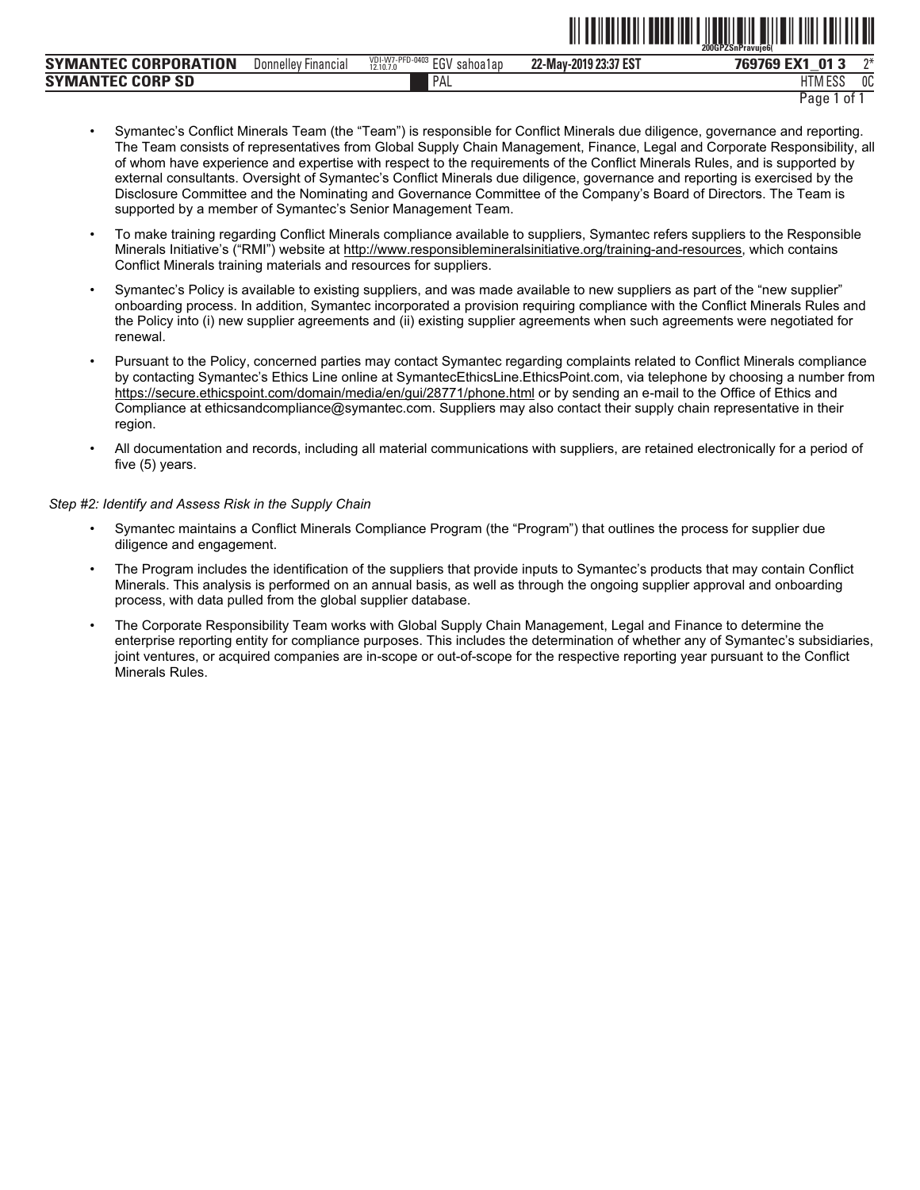- Symantec's Conflict Minerals Team (the "Team") is responsible for Conflict Minerals due diligence, governance and reporting. The Team consists of representatives from Global Supply Chain Management, Finance, Legal and Corporate Responsibility, all of whom have experience and expertise with respect to the requirements of the Conflict Minerals Rules, and is supported by external consultants. Oversight of Symantec's Conflict Minerals due diligence, governance and reporting is exercised by the Disclosure Committee and the Nominating and Governance Committee of the Company's Board of Directors. The Team is supported by a member of Symantec's Senior Management Team.
- To make training regarding Conflict Minerals compliance available to suppliers, Symantec refers suppliers to the Responsible Minerals Initiative's ("RMI") website at http://www.responsiblemineralsinitiative.org/training-and-resources, which contains Conflict Minerals training materials and resources for suppliers.
- Symantec's Policy is available to existing suppliers, and was made available to new suppliers as part of the "new supplier" onboarding process. In addition, Symantec incorporated a provision requiring compliance with the Conflict Minerals Rules and the Policy into (i) new supplier agreements and (ii) existing supplier agreements when such agreements were negotiated for renewal.
- Pursuant to the Policy, concerned parties may contact Symantec regarding complaints related to Conflict Minerals compliance by contacting Symantec's Ethics Line online at SymantecEthicsLine.EthicsPoint.com, via telephone by choosing a number from https://secure.ethicspoint.com/domain/media/en/gui/28771/phone.html or by sending an e-mail to the Office of Ethics and Compliance at ethicsandcompliance@symantec.com. Suppliers may also contact their supply chain representative in their region.
- All documentation and records, including all material communications with suppliers, are retained electronically for a period of five (5) years.

*Step #2: Identify and Assess Risk in the Supply Chain*

- Symantec maintains a Conflict Minerals Compliance Program (the "Program") that outlines the process for supplier due diligence and engagement.
- The Program includes the identification of the suppliers that provide inputs to Symantec's products that may contain Conflict Minerals. This analysis is performed on an annual basis, as well as through the ongoing supplier approval and onboarding process, with data pulled from the global supplier database.
- The Corporate Responsibility Team works with Global Supply Chain Management, Legal and Finance to determine the enterprise reporting entity for compliance purposes. This includes the determination of whether any of Symantec's subsidiaries, joint ventures, or acquired companies are in-scope or out-of-scope for the respective reporting year pursuant to the Conflict Minerals Rules.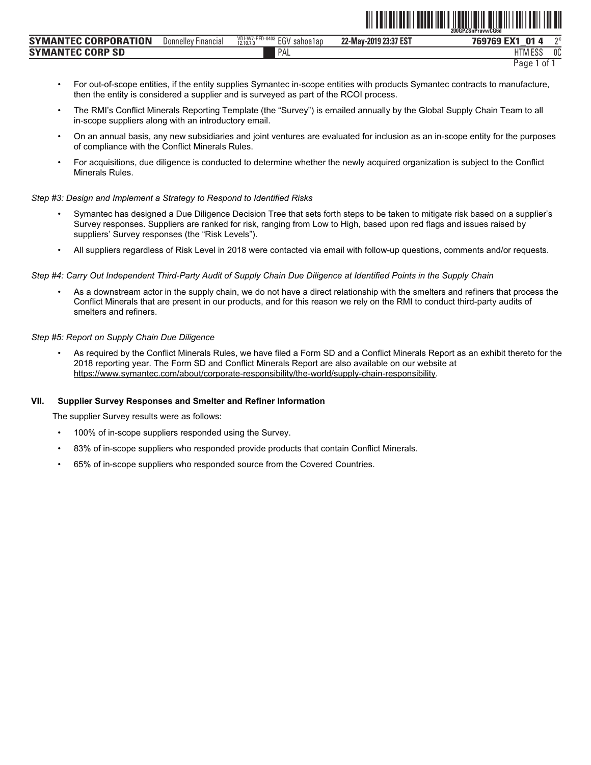- For out-of-scope entities, if the entity supplies Symantec in-scope entities with products Symantec contracts to manufacture, then the entity is considered a supplier and is surveyed as part of the RCOI process.
- The RMI's Conflict Minerals Reporting Template (the "Survey") is emailed annually by the Global Supply Chain Team to all in-scope suppliers along with an introductory email.
- On an annual basis, any new subsidiaries and joint ventures are evaluated for inclusion as an in-scope entity for the purposes of compliance with the Conflict Minerals Rules.
- For acquisitions, due diligence is conducted to determine whether the newly acquired organization is subject to the Conflict Minerals Rules.

*Step #3: Design and Implement a Strategy to Respond to Identified Risks*

- Symantec has designed a Due Diligence Decision Tree that sets forth steps to be taken to mitigate risk based on a supplier's Survey responses. Suppliers are ranked for risk, ranging from Low to High, based upon red flags and issues raised by suppliers' Survey responses (the "Risk Levels").
- All suppliers regardless of Risk Level in 2018 were contacted via email with follow-up questions, comments and/or requests.

*Step #4: Carry Out Independent Third-Party Audit of Supply Chain Due Diligence at Identified Points in the Supply Chain*

- As a downstream actor in the supply chain, we do not have a direct relationship with the smelters and refiners that process the Conflict Minerals that are present in our products, and for this reason we rely on the RMI to conduct third-party audits of smelters and refiners.

*Step #5: Report on Supply Chain Due Diligence*

- As required by the Conflict Minerals Rules, we have filed a Form SD and a Conflict Minerals Report as an exhibit thereto for the 2018 reporting year. The Form SD and Conflict Minerals Report are also available on our website at https://www.symantec.com/about/corporate-responsibility/the-world/supply-chain-responsibility.

## VII. Supplier Survey Responses and Smelter and Refiner Information

The supplier Survey results were as follows:

- 100% of in-scope suppliers responded using the Survey.
- 83% of in-scope suppliers who responded provide products that contain Conflict Minerals.
- 65% of in-scope suppliers who responded source from the Covered Countries.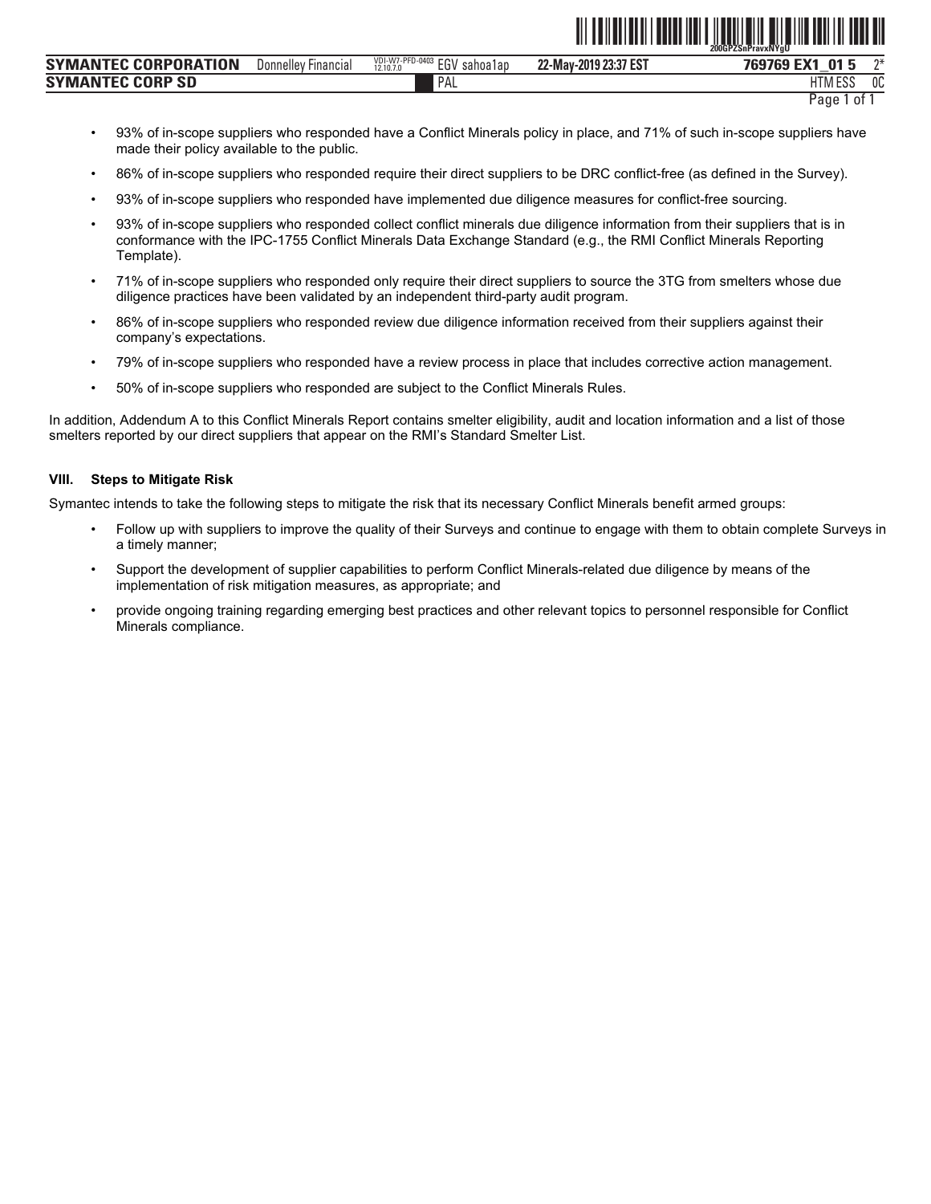- 93% of in-scope suppliers who responded have a Conflict Minerals policy in place, and 71% of such in-scope suppliers have made their policy available to the public.
- 86% of in-scope suppliers who responded require their direct suppliers to be DRC conflict-free (as defined in the Survey).
- 93% of in-scope suppliers who responded have implemented due diligence measures for conflict-free sourcing.
- 93% of in-scope suppliers who responded collect conflict minerals due diligence information from their suppliers that is in conformance with the IPC-1755 Conflict Minerals Data Exchange Standard (e.g., the RMI Conflict Minerals Reporting Template).
- 71% of in-scope suppliers who responded only require their direct suppliers to source the 3TG from smelters whose due diligence practices have been validated by an independent third-party audit program.
- 86% of in-scope suppliers who responded review due diligence information received from their suppliers against their company's expectations.
- 79% of in-scope suppliers who responded have a review process in place that includes corrective action management.
- 50% of in-scope suppliers who responded are subject to the Conflict Minerals Rules.

In addition, Addendum A to this Conflict Minerals Report contains smelter eligibility, audit and location information and a list of those smelters reported by our direct suppliers that appear on the RMI's Standard Smelter List.

## VIII. Steps to Mitigate Risk

Symantec intends to take the following steps to mitigate the risk that its necessary Conflict Minerals benefit armed groups:

- Follow up with suppliers to improve the quality of their Surveys and continue to engage with them to obtain complete Surveys in a timely manner;
- Support the development of supplier capabilities to perform Conflict Minerals-related due diligence by means of the implementation of risk mitigation measures, as appropriate; and
- provide ongoing training regarding emerging best practices and other relevant topics to personnel responsible for Conflict Minerals compliance.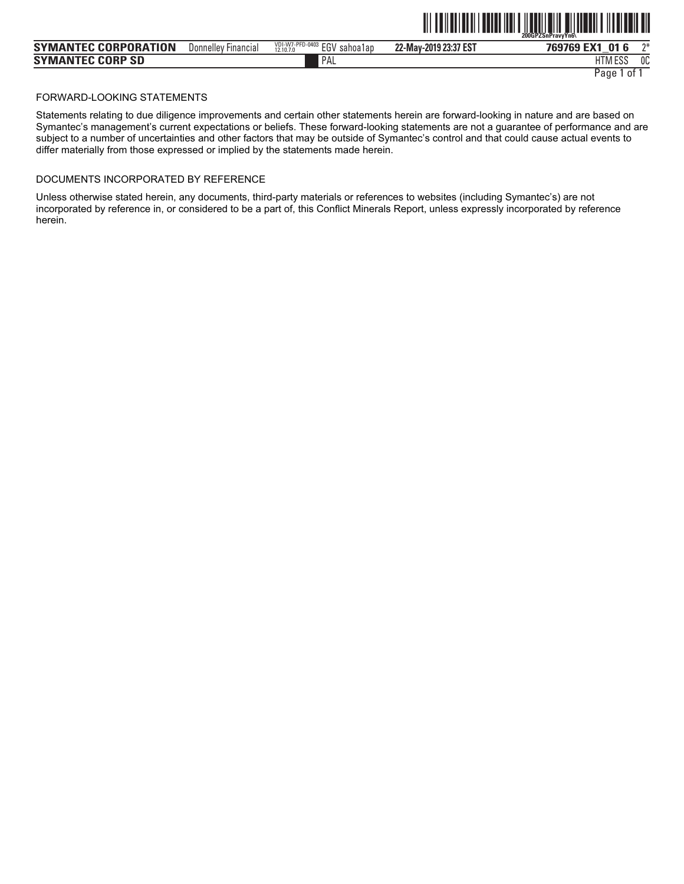## FORWARD-LOOKING STATEMENTS

Statements relating to due diligence improvements and certain other statements herein are forward-looking in nature and are based on Symantec's management's current expectations or beliefs. These forward-looking statements are not a guarantee of performance and are subject to a number of uncertainties and other factors that may be outside of Symantec's control and that could cause actual events to differ materially from those expressed or implied by the statements made herein.

## DOCUMENTS INCORPORATED BY REFERENCE

Unless otherwise stated herein, any documents, third-party materials or references to websites (including Symantec's) are not incorporated by reference in, or considered to be a part of, this Conflict Minerals Report, unless expressly incorporated by reference herein.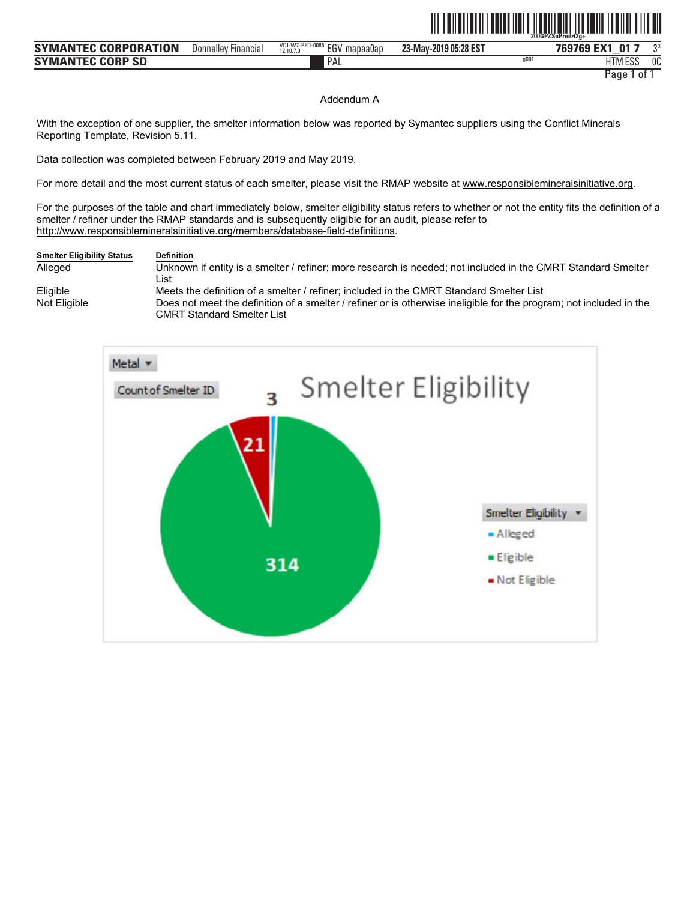Addendum A

With the exception of one supplier, the smelter information below was reported by Symantec suppliers using the Conflict Minerals Reporting Template, Revision 5.11.

Data collection was completed between February 2019 and May 2019.

For more detail and the most current status of each smelter, please visit the RMAP website at www.responsiblemineralsinitiative.org.

For the purposes of the table and chart immediately below, smelter eligibility status refers to whether or not the entity fits the definition of a smelter / refiner under the RMAP standards and is subsequently eligible for an audit, please refer to http://www.responsiblemineralsinitiative.org/members/database-field-definitions.

| Smelter Eligibility Status | Definition |
| --- | --- |
| Alleged | Unknown if entity is a smelter / refiner; more research is needed; not included in the CMRT Standard Smelter List |
| Eligible | Meets the definition of a smelter / refiner; included in the CMRT Standard Smelter List |
| Not Eligible | Does not meet the definition of a smelter / refiner or is otherwise ineligible for the program; not included in the CMRT Standard Smelter List |

**Smelter Eligibility**

Metal | Count of Smelter ID

| Smelter Eligibility | Count of Smelter ID |
| --- | --- |
| Alleged | 3 |
| Eligible | 314 |
| Not Eligible | 21 |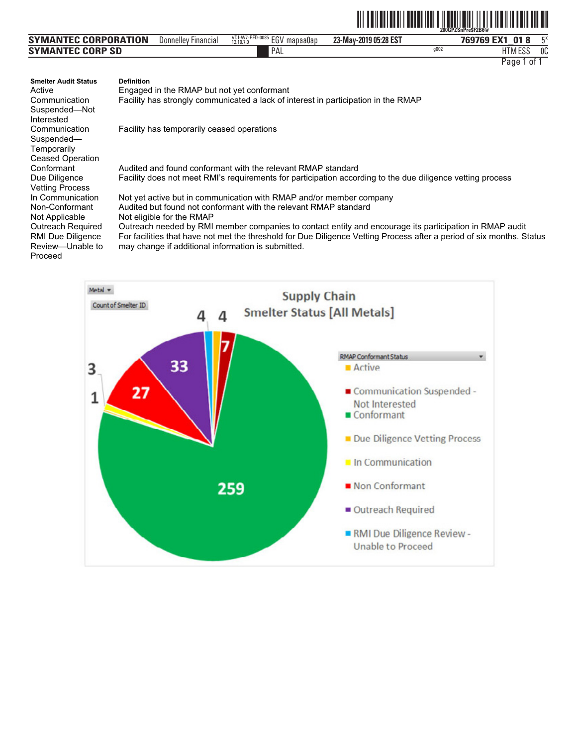| Smelter Audit Status | Definition |
| --- | --- |
| Active | Engaged in the RMAP but not yet conformant |
| Communication Suspended—Not Interested | Facility has strongly communicated a lack of interest in participation in the RMAP |
| Communication Suspended—Temporarily Ceased Operation | Facility has temporarily ceased operations |
| Conformant | Audited and found conformant with the relevant RMAP standard |
| Due Diligence Vetting Process | Facility does not meet RMI's requirements for participation according to the due diligence vetting process |
| In Communication | Not yet active but in communication with RMAP and/or member company |
| Non-Conformant | Audited but found not conformant with the relevant RMAP standard |
| Not Applicable | Not eligible for the RMAP |
| Outreach Required | Outreach needed by RMI member companies to contact entity and encourage its participation in RMAP audit |
| RMI Due Diligence Review—Unable to Proceed | For facilities that have not met the threshold for Due Diligence Vetting Process after a period of six months. Status may change if additional information is submitted. |

**Supply Chain Smelter Status [All Metals]**

| RMAP Conformant Status | Count of Smelter ID |
| --- | --- |
| Active | 4 |
| Communication Suspended - Not Interested | 7 |
| Conformant | 259 |
| Due Diligence Vetting Process | 1 |
| In Communication | 3 |
| Non Conformant | 27 |
| Outreach Required | 33 |
| RMI Due Diligence Review - Unable to Proceed | 4 |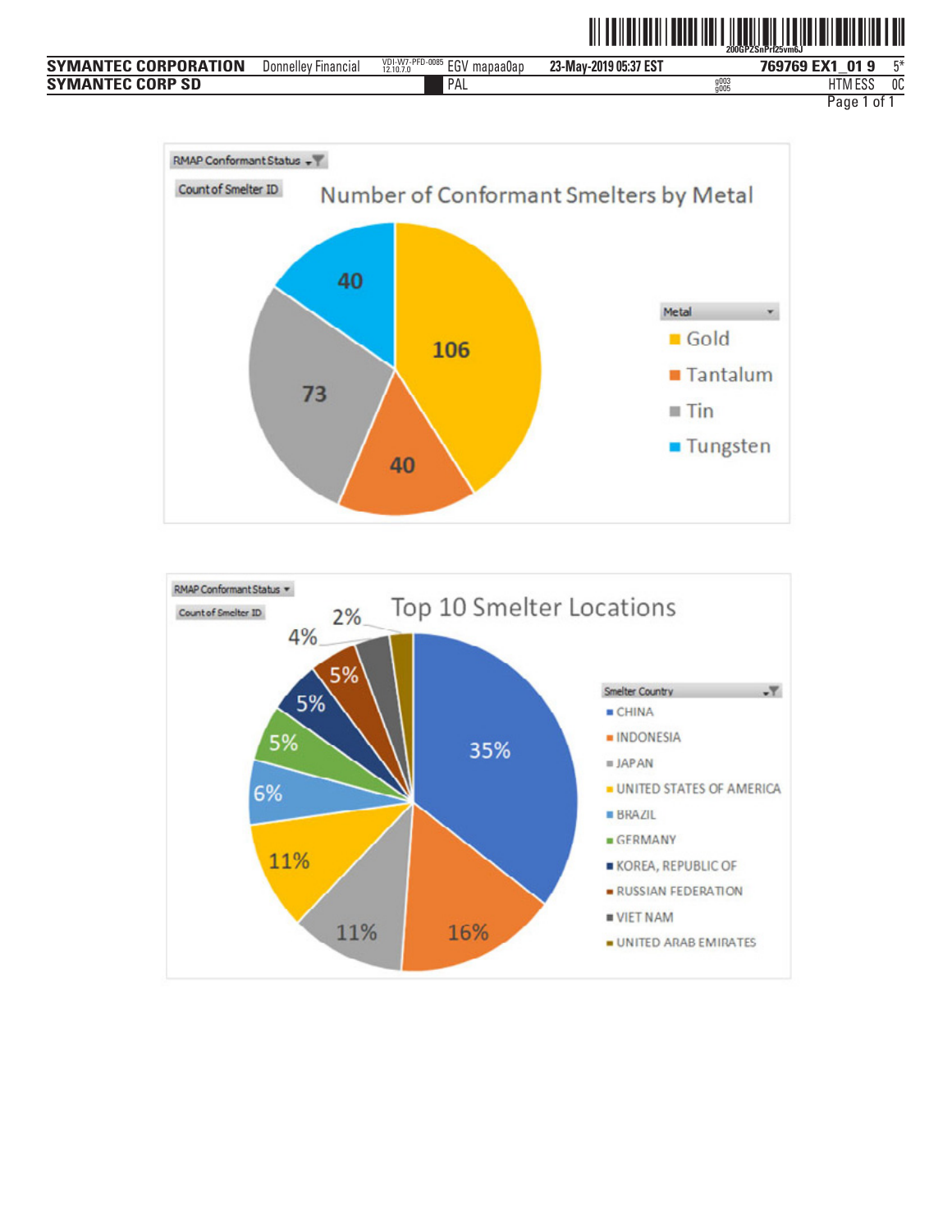RMAP Conformant Status

Count of Smelter ID

## Number of Conformant Smelters by Metal

| Metal | Count of Smelter ID |
| --- | --- |
| Gold | 106 |
| Tantalum | 40 |
| Tin | 73 |
| Tungsten | 40 |

RMAP Conformant Status

Count of Smelter ID

## Top 10 Smelter Locations

| Smelter Country | % |
| --- | --- |
| CHINA | 35% |
| INDONESIA | 16% |
| JAPAN | 11% |
| UNITED STATES OF AMERICA | 11% |
| BRAZIL | 6% |
| GERMANY | 5% |
| KOREA, REPUBLIC OF | 5% |
| RUSSIAN FEDERATION | 5% |
| VIET NAM | 4% |
| UNITED ARAB EMIRATES | 2% |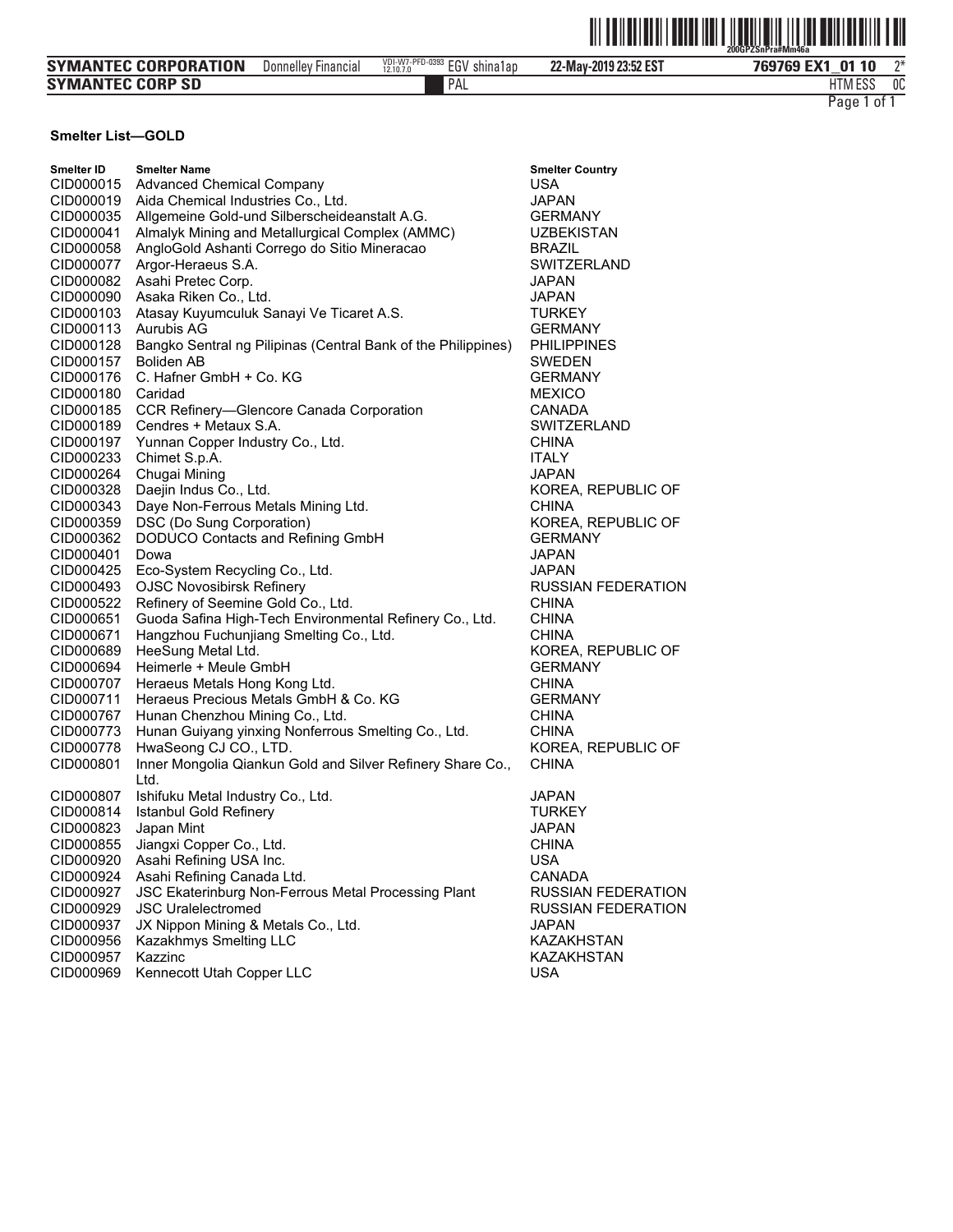**Smelter List—GOLD**

| Smelter ID | Smelter Name | Smelter Country |
|---|---|---|
| CID000015 | Advanced Chemical Company | USA |
| CID000019 | Aida Chemical Industries Co., Ltd. | JAPAN |
| CID000035 | Allgemeine Gold-und Silberscheideanstalt A.G. | GERMANY |
| CID000041 | Almalyk Mining and Metallurgical Complex (AMMC) | UZBEKISTAN |
| CID000058 | AngloGold Ashanti Corrego do Sitio Mineracao | BRAZIL |
| CID000077 | Argor-Heraeus S.A. | SWITZERLAND |
| CID000082 | Asahi Pretec Corp. | JAPAN |
| CID000090 | Asaka Riken Co., Ltd. | JAPAN |
| CID000103 | Atasay Kuyumculuk Sanayi Ve Ticaret A.S. | TURKEY |
| CID000113 | Aurubis AG | GERMANY |
| CID000128 | Bangko Sentral ng Pilipinas (Central Bank of the Philippines) | PHILIPPINES |
| CID000157 | Boliden AB | SWEDEN |
| CID000176 | C. Hafner GmbH + Co. KG | GERMANY |
| CID000180 | Caridad | MEXICO |
| CID000185 | CCR Refinery—Glencore Canada Corporation | CANADA |
| CID000189 | Cendres + Metaux S.A. | SWITZERLAND |
| CID000197 | Yunnan Copper Industry Co., Ltd. | CHINA |
| CID000233 | Chimet S.p.A. | ITALY |
| CID000264 | Chugai Mining | JAPAN |
| CID000328 | Daejin Indus Co., Ltd. | KOREA, REPUBLIC OF |
| CID000343 | Daye Non-Ferrous Metals Mining Ltd. | CHINA |
| CID000359 | DSC (Do Sung Corporation) | KOREA, REPUBLIC OF |
| CID000362 | DODUCO Contacts and Refining GmbH | GERMANY |
| CID000401 | Dowa | JAPAN |
| CID000425 | Eco-System Recycling Co., Ltd. | JAPAN |
| CID000493 | OJSC Novosibirsk Refinery | RUSSIAN FEDERATION |
| CID000522 | Refinery of Seemine Gold Co., Ltd. | CHINA |
| CID000651 | Guoda Safina High-Tech Environmental Refinery Co., Ltd. | CHINA |
| CID000671 | Hangzhou Fuchunjiang Smelting Co., Ltd. | CHINA |
| CID000689 | HeeSung Metal Ltd. | KOREA, REPUBLIC OF |
| CID000694 | Heimerle + Meule GmbH | GERMANY |
| CID000707 | Heraeus Metals Hong Kong Ltd. | CHINA |
| CID000711 | Heraeus Precious Metals GmbH & Co. KG | GERMANY |
| CID000767 | Hunan Chenzhou Mining Co., Ltd. | CHINA |
| CID000773 | Hunan Guiyang yinxing Nonferrous Smelting Co., Ltd. | CHINA |
| CID000778 | HwaSeong CJ CO., LTD. | KOREA, REPUBLIC OF |
| CID000801 | Inner Mongolia Qiankun Gold and Silver Refinery Share Co., Ltd. | CHINA |
| CID000807 | Ishifuku Metal Industry Co., Ltd. | JAPAN |
| CID000814 | Istanbul Gold Refinery | TURKEY |
| CID000823 | Japan Mint | JAPAN |
| CID000855 | Jiangxi Copper Co., Ltd. | CHINA |
| CID000920 | Asahi Refining USA Inc. | USA |
| CID000924 | Asahi Refining Canada Ltd. | CANADA |
| CID000927 | JSC Ekaterinburg Non-Ferrous Metal Processing Plant | RUSSIAN FEDERATION |
| CID000929 | JSC Uralelectromed | RUSSIAN FEDERATION |
| CID000937 | JX Nippon Mining & Metals Co., Ltd. | JAPAN |
| CID000956 | Kazakhmys Smelting LLC | KAZAKHSTAN |
| CID000957 | Kazzinc | KAZAKHSTAN |
| CID000969 | Kennecott Utah Copper LLC | USA |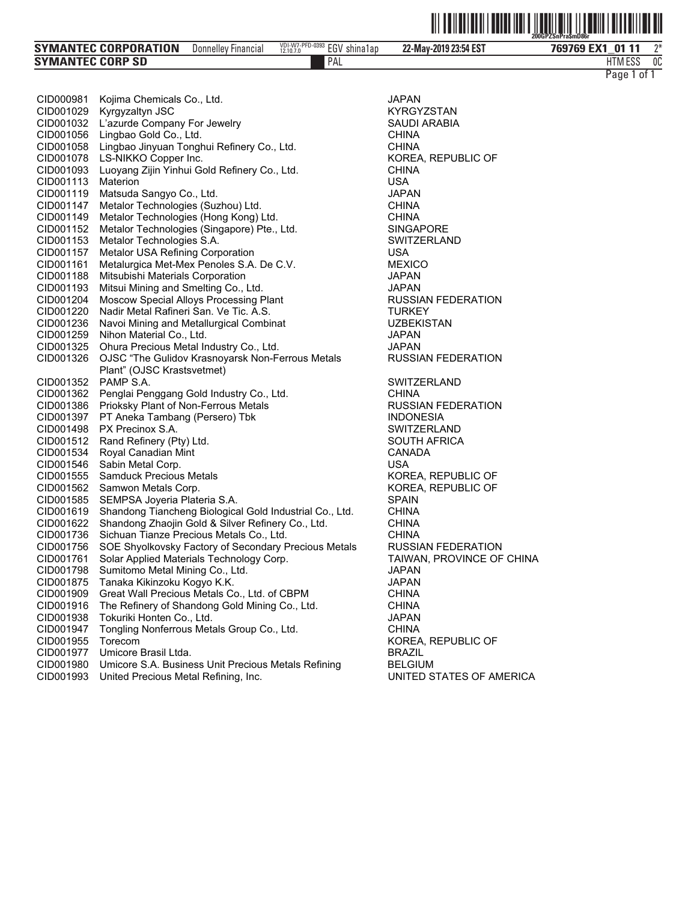| | | |
|---|---|---|
| CID000981 | Kojima Chemicals Co., Ltd. | JAPAN |
| CID001029 | Kyrgyzaltyn JSC | KYRGYZSTAN |
| CID001032 | L'azurde Company For Jewelry | SAUDI ARABIA |
| CID001056 | Lingbao Gold Co., Ltd. | CHINA |
| CID001058 | Lingbao Jinyuan Tonghui Refinery Co., Ltd. | CHINA |
| CID001078 | LS-NIKKO Copper Inc. | KOREA, REPUBLIC OF |
| CID001093 | Luoyang Zijin Yinhui Gold Refinery Co., Ltd. | CHINA |
| CID001113 | Materion | USA |
| CID001119 | Matsuda Sangyo Co., Ltd. | JAPAN |
| CID001147 | Metalor Technologies (Suzhou) Ltd. | CHINA |
| CID001149 | Metalor Technologies (Hong Kong) Ltd. | CHINA |
| CID001152 | Metalor Technologies (Singapore) Pte., Ltd. | SINGAPORE |
| CID001153 | Metalor Technologies S.A. | SWITZERLAND |
| CID001157 | Metalor USA Refining Corporation | USA |
| CID001161 | Metalurgica Met-Mex Penoles S.A. De C.V. | MEXICO |
| CID001188 | Mitsubishi Materials Corporation | JAPAN |
| CID001193 | Mitsui Mining and Smelting Co., Ltd. | JAPAN |
| CID001204 | Moscow Special Alloys Processing Plant | RUSSIAN FEDERATION |
| CID001220 | Nadir Metal Rafineri San. Ve Tic. A.S. | TURKEY |
| CID001236 | Navoi Mining and Metallurgical Combinat | UZBEKISTAN |
| CID001259 | Nihon Material Co., Ltd. | JAPAN |
| CID001325 | Ohura Precious Metal Industry Co., Ltd. | JAPAN |
| CID001326 | OJSC "The Gulidov Krasnoyarsk Non-Ferrous Metals Plant" (OJSC Krastsvetmet) | RUSSIAN FEDERATION |
| CID001352 | PAMP S.A. | SWITZERLAND |
| CID001362 | Penglai Penggang Gold Industry Co., Ltd. | CHINA |
| CID001386 | Prioksky Plant of Non-Ferrous Metals | RUSSIAN FEDERATION |
| CID001397 | PT Aneka Tambang (Persero) Tbk | INDONESIA |
| CID001498 | PX Precinox S.A. | SWITZERLAND |
| CID001512 | Rand Refinery (Pty) Ltd. | SOUTH AFRICA |
| CID001534 | Royal Canadian Mint | CANADA |
| CID001546 | Sabin Metal Corp. | USA |
| CID001555 | Samduck Precious Metals | KOREA, REPUBLIC OF |
| CID001562 | Samwon Metals Corp. | KOREA, REPUBLIC OF |
| CID001585 | SEMPSA Joyeria Plateria S.A. | SPAIN |
| CID001619 | Shandong Tiancheng Biological Gold Industrial Co., Ltd. | CHINA |
| CID001622 | Shandong Zhaojin Gold & Silver Refinery Co., Ltd. | CHINA |
| CID001736 | Sichuan Tianze Precious Metals Co., Ltd. | CHINA |
| CID001756 | SOE Shyolkovsky Factory of Secondary Precious Metals | RUSSIAN FEDERATION |
| CID001761 | Solar Applied Materials Technology Corp. | TAIWAN, PROVINCE OF CHINA |
| CID001798 | Sumitomo Metal Mining Co., Ltd. | JAPAN |
| CID001875 | Tanaka Kikinzoku Kogyo K.K. | JAPAN |
| CID001909 | Great Wall Precious Metals Co., Ltd. of CBPM | CHINA |
| CID001916 | The Refinery of Shandong Gold Mining Co., Ltd. | CHINA |
| CID001938 | Tokuriki Honten Co., Ltd. | JAPAN |
| CID001947 | Tongling Nonferrous Metals Group Co., Ltd. | CHINA |
| CID001955 | Torecom | KOREA, REPUBLIC OF |
| CID001977 | Umicore Brasil Ltda. | BRAZIL |
| CID001980 | Umicore S.A. Business Unit Precious Metals Refining | BELGIUM |
| CID001993 | United Precious Metal Refining, Inc. | UNITED STATES OF AMERICA |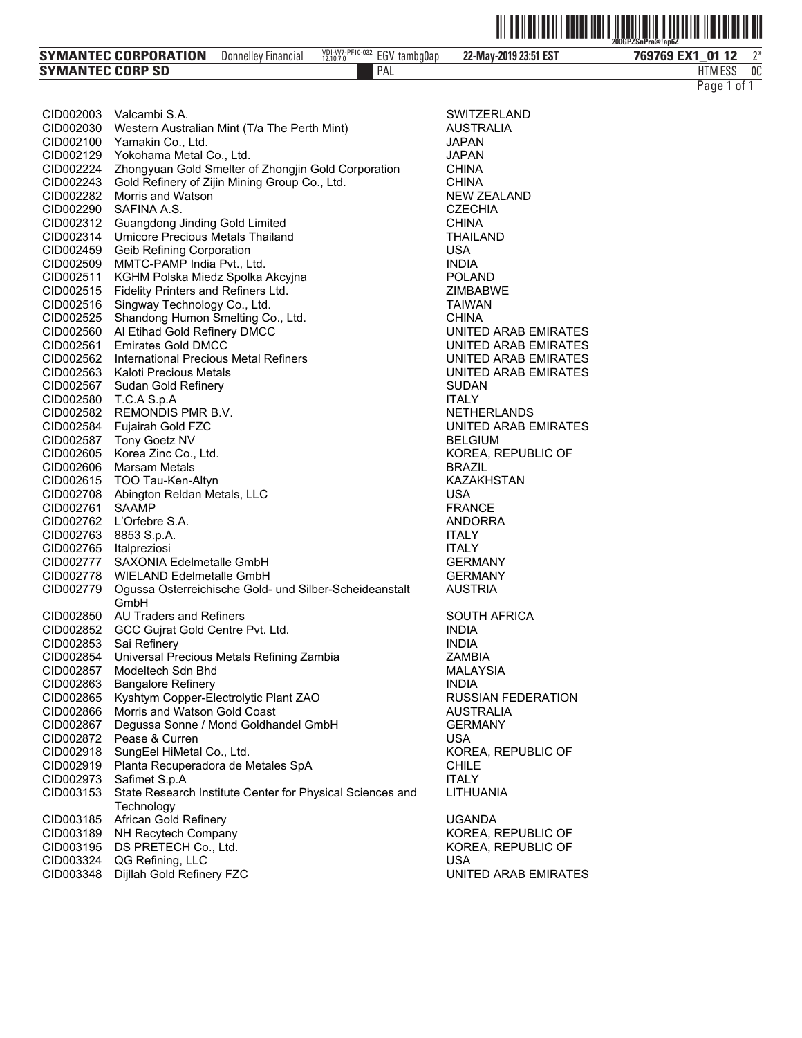| | | |
|---|---|---|
| CID002003 | Valcambi S.A. | SWITZERLAND |
| CID002030 | Western Australian Mint (T/a The Perth Mint) | AUSTRALIA |
| CID002100 | Yamakin Co., Ltd. | JAPAN |
| CID002129 | Yokohama Metal Co., Ltd. | JAPAN |
| CID002224 | Zhongyuan Gold Smelter of Zhongjin Gold Corporation | CHINA |
| CID002243 | Gold Refinery of Zijin Mining Group Co., Ltd. | CHINA |
| CID002282 | Morris and Watson | NEW ZEALAND |
| CID002290 | SAFINA A.S. | CZECHIA |
| CID002312 | Guangdong Jinding Gold Limited | CHINA |
| CID002314 | Umicore Precious Metals Thailand | THAILAND |
| CID002459 | Geib Refining Corporation | USA |
| CID002509 | MMTC-PAMP India Pvt., Ltd. | INDIA |
| CID002511 | KGHM Polska Miedz Spolka Akcyjna | POLAND |
| CID002515 | Fidelity Printers and Refiners Ltd. | ZIMBABWE |
| CID002516 | Singway Technology Co., Ltd. | TAIWAN |
| CID002525 | Shandong Humon Smelting Co., Ltd. | CHINA |
| CID002560 | Al Etihad Gold Refinery DMCC | UNITED ARAB EMIRATES |
| CID002561 | Emirates Gold DMCC | UNITED ARAB EMIRATES |
| CID002562 | International Precious Metal Refiners | UNITED ARAB EMIRATES |
| CID002563 | Kaloti Precious Metals | UNITED ARAB EMIRATES |
| CID002567 | Sudan Gold Refinery | SUDAN |
| CID002580 | T.C.A S.p.A | ITALY |
| CID002582 | REMONDIS PMR B.V. | NETHERLANDS |
| CID002584 | Fujairah Gold FZC | UNITED ARAB EMIRATES |
| CID002587 | Tony Goetz NV | BELGIUM |
| CID002605 | Korea Zinc Co., Ltd. | KOREA, REPUBLIC OF |
| CID002606 | Marsam Metals | BRAZIL |
| CID002615 | TOO Tau-Ken-Altyn | KAZAKHSTAN |
| CID002708 | Abington Reldan Metals, LLC | USA |
| CID002761 | SAAMP | FRANCE |
| CID002762 | L'Orfebre S.A. | ANDORRA |
| CID002763 | 8853 S.p.A. | ITALY |
| CID002765 | Italpreziosi | ITALY |
| CID002777 | SAXONIA Edelmetalle GmbH | GERMANY |
| CID002778 | WIELAND Edelmetalle GmbH | GERMANY |
| CID002779 | Ogussa Osterreichische Gold- und Silber-Scheideanstalt GmbH | AUSTRIA |
| CID002850 | AU Traders and Refiners | SOUTH AFRICA |
| CID002852 | GCC Gujrat Gold Centre Pvt. Ltd. | INDIA |
| CID002853 | Sai Refinery | INDIA |
| CID002854 | Universal Precious Metals Refining Zambia | ZAMBIA |
| CID002857 | Modeltech Sdn Bhd | MALAYSIA |
| CID002863 | Bangalore Refinery | INDIA |
| CID002865 | Kyshtym Copper-Electrolytic Plant ZAO | RUSSIAN FEDERATION |
| CID002866 | Morris and Watson Gold Coast | AUSTRALIA |
| CID002867 | Degussa Sonne / Mond Goldhandel GmbH | GERMANY |
| CID002872 | Pease & Curren | USA |
| CID002918 | SungEel HiMetal Co., Ltd. | KOREA, REPUBLIC OF |
| CID002919 | Planta Recuperadora de Metales SpA | CHILE |
| CID002973 | Safimet S.p.A | ITALY |
| CID003153 | State Research Institute Center for Physical Sciences and Technology | LITHUANIA |
| CID003185 | African Gold Refinery | UGANDA |
| CID003189 | NH Recytech Company | KOREA, REPUBLIC OF |
| CID003195 | DS PRETECH Co., Ltd. | KOREA, REPUBLIC OF |
| CID003324 | QG Refining, LLC | USA |
| CID003348 | Dijllah Gold Refinery FZC | UNITED ARAB EMIRATES |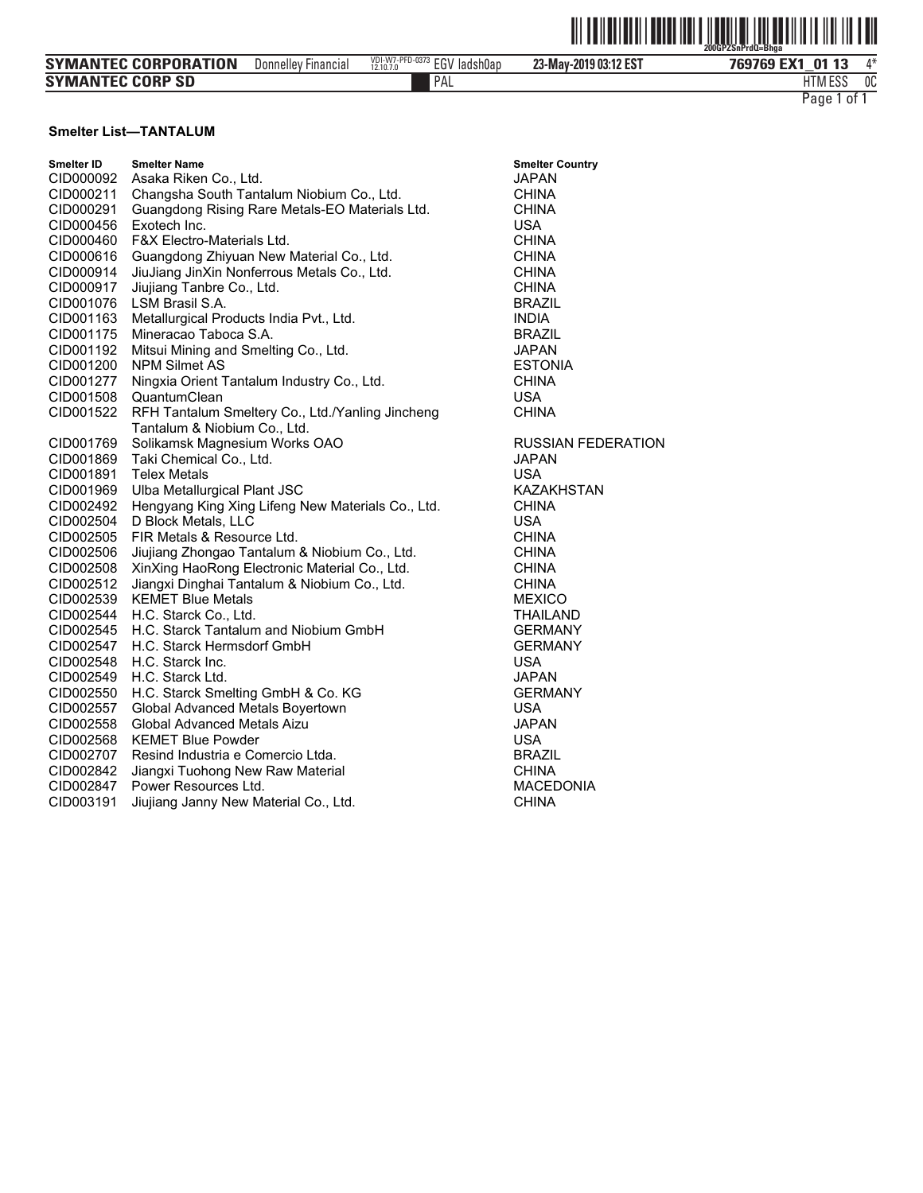**Smelter List—TANTALUM**

| Smelter ID | Smelter Name | Smelter Country |
|---|---|---|
| CID000092 | Asaka Riken Co., Ltd. | JAPAN |
| CID000211 | Changsha South Tantalum Niobium Co., Ltd. | CHINA |
| CID000291 | Guangdong Rising Rare Metals-EO Materials Ltd. | CHINA |
| CID000456 | Exotech Inc. | USA |
| CID000460 | F&X Electro-Materials Ltd. | CHINA |
| CID000616 | Guangdong Zhiyuan New Material Co., Ltd. | CHINA |
| CID000914 | JiuJiang JinXin Nonferrous Metals Co., Ltd. | CHINA |
| CID000917 | Jiujiang Tanbre Co., Ltd. | CHINA |
| CID001076 | LSM Brasil S.A. | BRAZIL |
| CID001163 | Metallurgical Products India Pvt., Ltd. | INDIA |
| CID001175 | Mineracao Taboca S.A. | BRAZIL |
| CID001192 | Mitsui Mining and Smelting Co., Ltd. | JAPAN |
| CID001200 | NPM Silmet AS | ESTONIA |
| CID001277 | Ningxia Orient Tantalum Industry Co., Ltd. | CHINA |
| CID001508 | QuantumClean | USA |
| CID001522 | RFH Tantalum Smeltery Co., Ltd./Yanling Jincheng Tantalum & Niobium Co., Ltd. | CHINA |
| CID001769 | Solikamsk Magnesium Works OAO | RUSSIAN FEDERATION |
| CID001869 | Taki Chemical Co., Ltd. | JAPAN |
| CID001891 | Telex Metals | USA |
| CID001969 | Ulba Metallurgical Plant JSC | KAZAKHSTAN |
| CID002492 | Hengyang King Xing Lifeng New Materials Co., Ltd. | CHINA |
| CID002504 | D Block Metals, LLC | USA |
| CID002505 | FIR Metals & Resource Ltd. | CHINA |
| CID002506 | Jiujiang Zhongao Tantalum & Niobium Co., Ltd. | CHINA |
| CID002508 | XinXing HaoRong Electronic Material Co., Ltd. | CHINA |
| CID002512 | Jiangxi Dinghai Tantalum & Niobium Co., Ltd. | CHINA |
| CID002539 | KEMET Blue Metals | MEXICO |
| CID002544 | H.C. Starck Co., Ltd. | THAILAND |
| CID002545 | H.C. Starck Tantalum and Niobium GmbH | GERMANY |
| CID002547 | H.C. Starck Hermsdorf GmbH | GERMANY |
| CID002548 | H.C. Starck Inc. | USA |
| CID002549 | H.C. Starck Ltd. | JAPAN |
| CID002550 | H.C. Starck Smelting GmbH & Co. KG | GERMANY |
| CID002557 | Global Advanced Metals Boyertown | USA |
| CID002558 | Global Advanced Metals Aizu | JAPAN |
| CID002568 | KEMET Blue Powder | USA |
| CID002707 | Resind Industria e Comercio Ltda. | BRAZIL |
| CID002842 | Jiangxi Tuohong New Raw Material | CHINA |
| CID002847 | Power Resources Ltd. | MACEDONIA |
| CID003191 | Jiujiang Janny New Material Co., Ltd. | CHINA |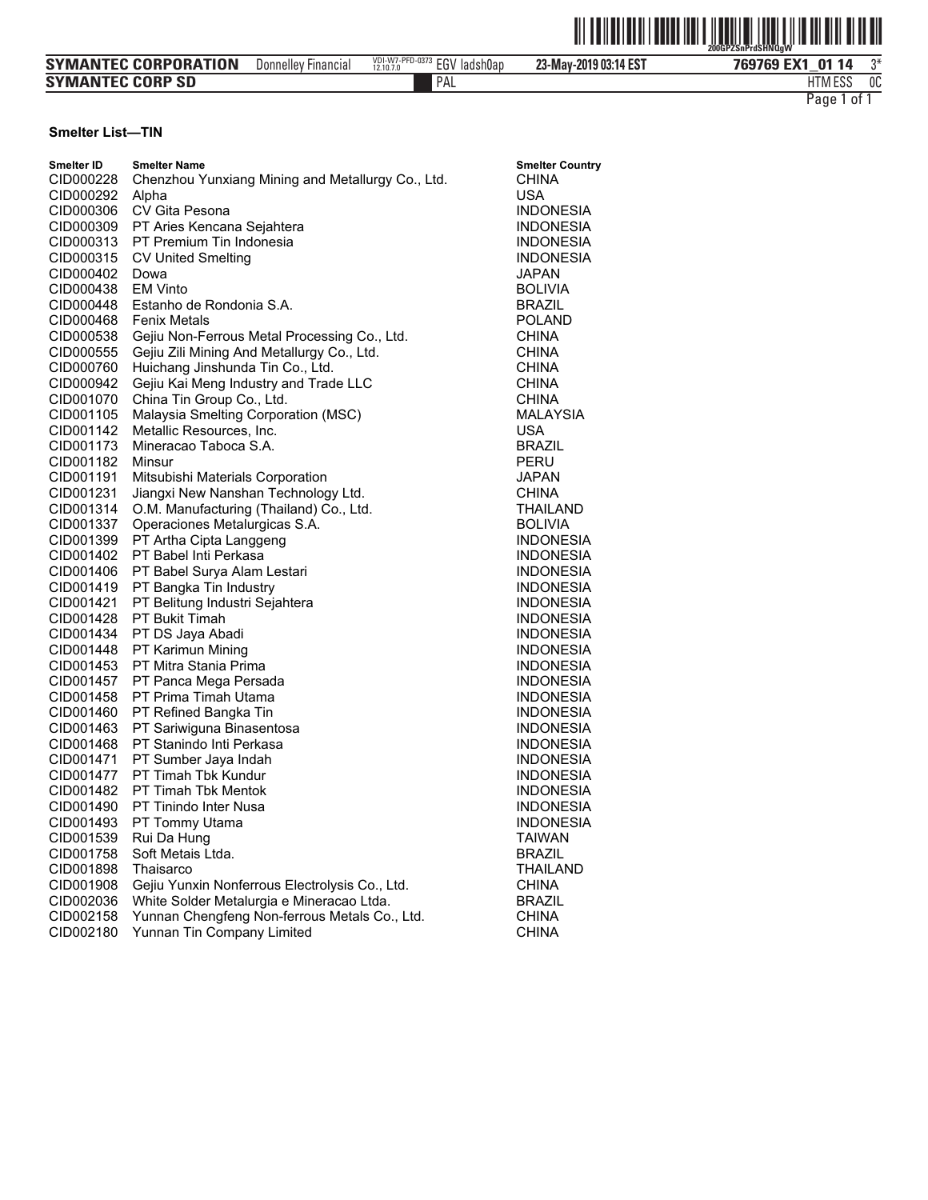**Smelter List—TIN**

| Smelter ID | Smelter Name | Smelter Country |
|---|---|---|
| CID000228 | Chenzhou Yunxiang Mining and Metallurgy Co., Ltd. | CHINA |
| CID000292 | Alpha | USA |
| CID000306 | CV Gita Pesona | INDONESIA |
| CID000309 | PT Aries Kencana Sejahtera | INDONESIA |
| CID000313 | PT Premium Tin Indonesia | INDONESIA |
| CID000315 | CV United Smelting | INDONESIA |
| CID000402 | Dowa | JAPAN |
| CID000438 | EM Vinto | BOLIVIA |
| CID000448 | Estanho de Rondonia S.A. | BRAZIL |
| CID000468 | Fenix Metals | POLAND |
| CID000538 | Gejiu Non-Ferrous Metal Processing Co., Ltd. | CHINA |
| CID000555 | Gejiu Zili Mining And Metallurgy Co., Ltd. | CHINA |
| CID000760 | Huichang Jinshunda Tin Co., Ltd. | CHINA |
| CID000942 | Gejiu Kai Meng Industry and Trade LLC | CHINA |
| CID001070 | China Tin Group Co., Ltd. | CHINA |
| CID001105 | Malaysia Smelting Corporation (MSC) | MALAYSIA |
| CID001142 | Metallic Resources, Inc. | USA |
| CID001173 | Mineracao Taboca S.A. | BRAZIL |
| CID001182 | Minsur | PERU |
| CID001191 | Mitsubishi Materials Corporation | JAPAN |
| CID001231 | Jiangxi New Nanshan Technology Ltd. | CHINA |
| CID001314 | O.M. Manufacturing (Thailand) Co., Ltd. | THAILAND |
| CID001337 | Operaciones Metalurgicas S.A. | BOLIVIA |
| CID001399 | PT Artha Cipta Langgeng | INDONESIA |
| CID001402 | PT Babel Inti Perkasa | INDONESIA |
| CID001406 | PT Babel Surya Alam Lestari | INDONESIA |
| CID001419 | PT Bangka Tin Industry | INDONESIA |
| CID001421 | PT Belitung Industri Sejahtera | INDONESIA |
| CID001428 | PT Bukit Timah | INDONESIA |
| CID001434 | PT DS Jaya Abadi | INDONESIA |
| CID001448 | PT Karimun Mining | INDONESIA |
| CID001453 | PT Mitra Stania Prima | INDONESIA |
| CID001457 | PT Panca Mega Persada | INDONESIA |
| CID001458 | PT Prima Timah Utama | INDONESIA |
| CID001460 | PT Refined Bangka Tin | INDONESIA |
| CID001463 | PT Sariwiguna Binasentosa | INDONESIA |
| CID001468 | PT Stanindo Inti Perkasa | INDONESIA |
| CID001471 | PT Sumber Jaya Indah | INDONESIA |
| CID001477 | PT Timah Tbk Kundur | INDONESIA |
| CID001482 | PT Timah Tbk Mentok | INDONESIA |
| CID001490 | PT Tinindo Inter Nusa | INDONESIA |
| CID001493 | PT Tommy Utama | INDONESIA |
| CID001539 | Rui Da Hung | TAIWAN |
| CID001758 | Soft Metais Ltda. | BRAZIL |
| CID001898 | Thaisarco | THAILAND |
| CID001908 | Gejiu Yunxin Nonferrous Electrolysis Co., Ltd. | CHINA |
| CID002036 | White Solder Metalurgia e Mineracao Ltda. | BRAZIL |
| CID002158 | Yunnan Chengfeng Non-ferrous Metals Co., Ltd. | CHINA |
| CID002180 | Yunnan Tin Company Limited | CHINA |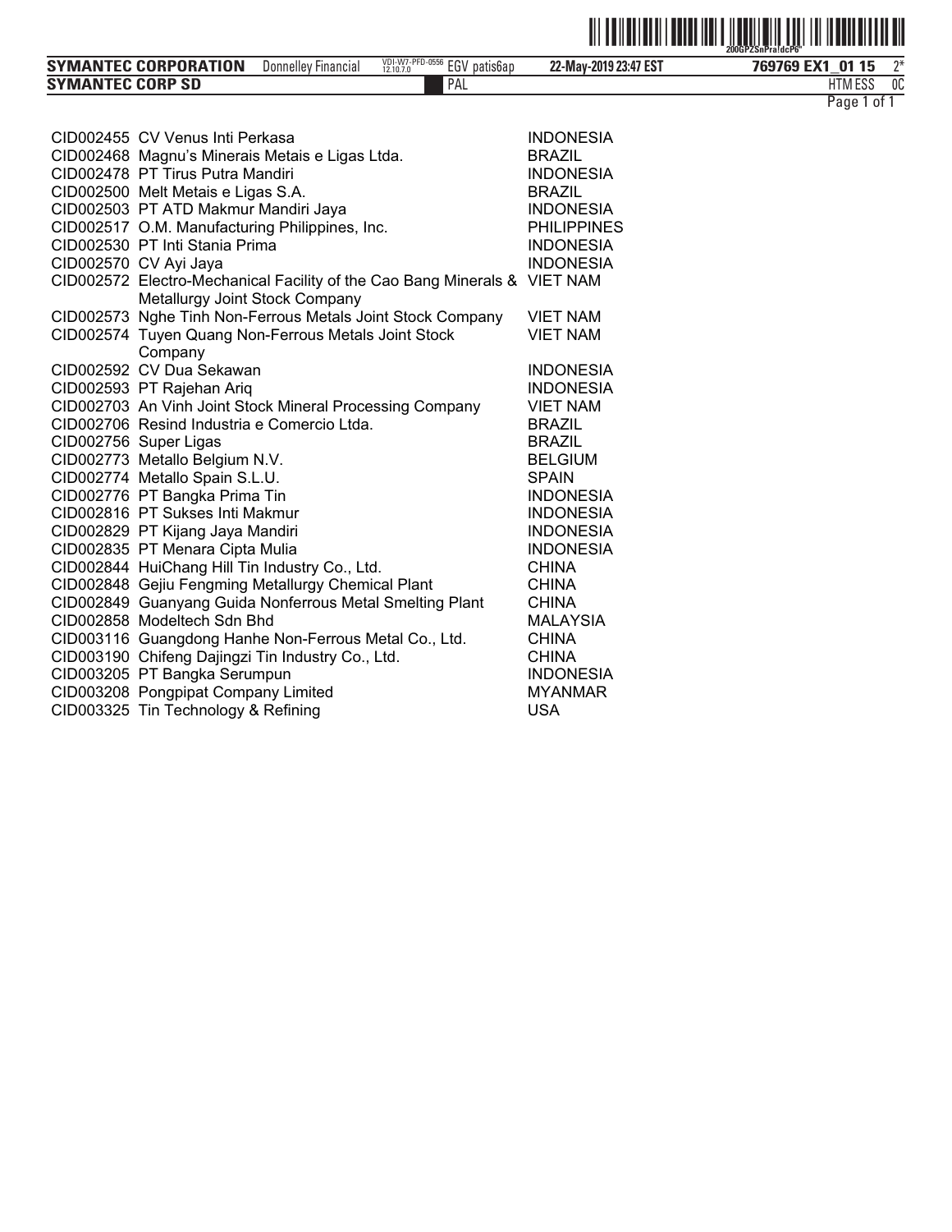| | | |
|---|---|---|
| CID002455 | CV Venus Inti Perkasa | INDONESIA |
| CID002468 | Magnu's Minerais Metais e Ligas Ltda. | BRAZIL |
| CID002478 | PT Tirus Putra Mandiri | INDONESIA |
| CID002500 | Melt Metais e Ligas S.A. | BRAZIL |
| CID002503 | PT ATD Makmur Mandiri Jaya | INDONESIA |
| CID002517 | O.M. Manufacturing Philippines, Inc. | PHILIPPINES |
| CID002530 | PT Inti Stania Prima | INDONESIA |
| CID002570 | CV Ayi Jaya | INDONESIA |
| CID002572 | Electro-Mechanical Facility of the Cao Bang Minerals & Metallurgy Joint Stock Company | VIET NAM |
| CID002573 | Nghe Tinh Non-Ferrous Metals Joint Stock Company | VIET NAM |
| CID002574 | Tuyen Quang Non-Ferrous Metals Joint Stock Company | VIET NAM |
| CID002592 | CV Dua Sekawan | INDONESIA |
| CID002593 | PT Rajehan Ariq | INDONESIA |
| CID002703 | An Vinh Joint Stock Mineral Processing Company | VIET NAM |
| CID002706 | Resind Industria e Comercio Ltda. | BRAZIL |
| CID002756 | Super Ligas | BRAZIL |
| CID002773 | Metallo Belgium N.V. | BELGIUM |
| CID002774 | Metallo Spain S.L.U. | SPAIN |
| CID002776 | PT Bangka Prima Tin | INDONESIA |
| CID002816 | PT Sukses Inti Makmur | INDONESIA |
| CID002829 | PT Kijang Jaya Mandiri | INDONESIA |
| CID002835 | PT Menara Cipta Mulia | INDONESIA |
| CID002844 | HuiChang Hill Tin Industry Co., Ltd. | CHINA |
| CID002848 | Gejiu Fengming Metallurgy Chemical Plant | CHINA |
| CID002849 | Guanyang Guida Nonferrous Metal Smelting Plant | CHINA |
| CID002858 | Modeltech Sdn Bhd | MALAYSIA |
| CID003116 | Guangdong Hanhe Non-Ferrous Metal Co., Ltd. | CHINA |
| CID003190 | Chifeng Dajingzi Tin Industry Co., Ltd. | CHINA |
| CID003205 | PT Bangka Serumpun | INDONESIA |
| CID003208 | Pongpipat Company Limited | MYANMAR |
| CID003325 | Tin Technology & Refining | USA |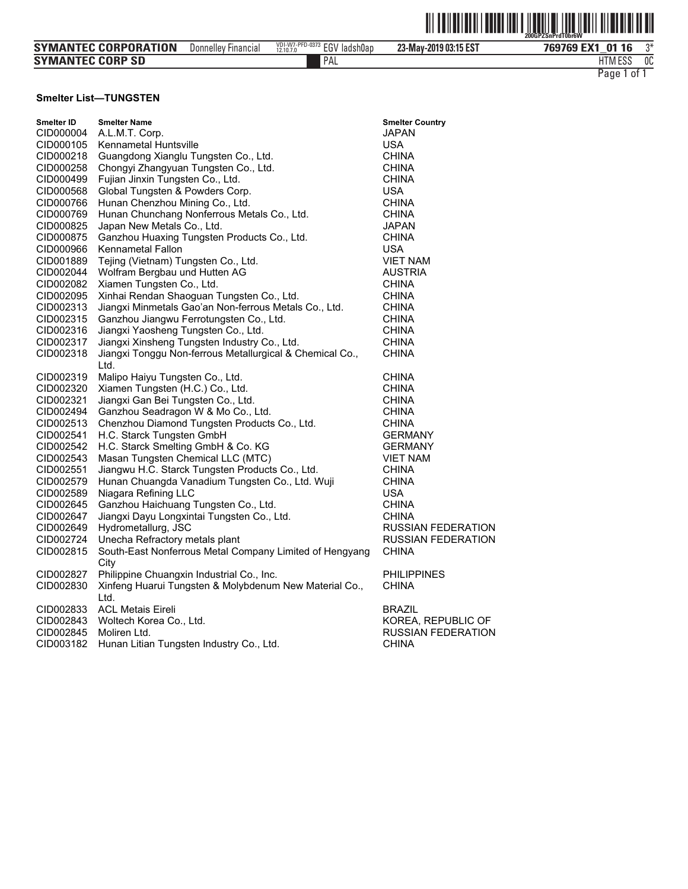**Smelter List—TUNGSTEN**

| Smelter ID | Smelter Name | Smelter Country |
|---|---|---|
| CID000004 | A.L.M.T. Corp. | JAPAN |
| CID000105 | Kennametal Huntsville | USA |
| CID000218 | Guangdong Xianglu Tungsten Co., Ltd. | CHINA |
| CID000258 | Chongyi Zhangyuan Tungsten Co., Ltd. | CHINA |
| CID000499 | Fujian Jinxin Tungsten Co., Ltd. | CHINA |
| CID000568 | Global Tungsten & Powders Corp. | USA |
| CID000766 | Hunan Chenzhou Mining Co., Ltd. | CHINA |
| CID000769 | Hunan Chunchang Nonferrous Metals Co., Ltd. | CHINA |
| CID000825 | Japan New Metals Co., Ltd. | JAPAN |
| CID000875 | Ganzhou Huaxing Tungsten Products Co., Ltd. | CHINA |
| CID000966 | Kennametal Fallon | USA |
| CID001889 | Tejing (Vietnam) Tungsten Co., Ltd. | VIET NAM |
| CID002044 | Wolfram Bergbau und Hutten AG | AUSTRIA |
| CID002082 | Xiamen Tungsten Co., Ltd. | CHINA |
| CID002095 | Xinhai Rendan Shaoguan Tungsten Co., Ltd. | CHINA |
| CID002313 | Jiangxi Minmetals Gao'an Non-ferrous Metals Co., Ltd. | CHINA |
| CID002315 | Ganzhou Jiangwu Ferrotungsten Co., Ltd. | CHINA |
| CID002316 | Jiangxi Yaosheng Tungsten Co., Ltd. | CHINA |
| CID002317 | Jiangxi Xinsheng Tungsten Industry Co., Ltd. | CHINA |
| CID002318 | Jiangxi Tonggu Non-ferrous Metallurgical & Chemical Co., Ltd. | CHINA |
| CID002319 | Malipo Haiyu Tungsten Co., Ltd. | CHINA |
| CID002320 | Xiamen Tungsten (H.C.) Co., Ltd. | CHINA |
| CID002321 | Jiangxi Gan Bei Tungsten Co., Ltd. | CHINA |
| CID002494 | Ganzhou Seadragon W & Mo Co., Ltd. | CHINA |
| CID002513 | Chenzhou Diamond Tungsten Products Co., Ltd. | CHINA |
| CID002541 | H.C. Starck Tungsten GmbH | GERMANY |
| CID002542 | H.C. Starck Smelting GmbH & Co. KG | GERMANY |
| CID002543 | Masan Tungsten Chemical LLC (MTC) | VIET NAM |
| CID002551 | Jiangwu H.C. Starck Tungsten Products Co., Ltd. | CHINA |
| CID002579 | Hunan Chuangda Vanadium Tungsten Co., Ltd. Wuji | CHINA |
| CID002589 | Niagara Refining LLC | USA |
| CID002645 | Ganzhou Haichuang Tungsten Co., Ltd. | CHINA |
| CID002647 | Jiangxi Dayu Longxintai Tungsten Co., Ltd. | CHINA |
| CID002649 | Hydrometallurg, JSC | RUSSIAN FEDERATION |
| CID002724 | Unecha Refractory metals plant | RUSSIAN FEDERATION |
| CID002815 | South-East Nonferrous Metal Company Limited of Hengyang City | CHINA |
| CID002827 | Philippine Chuangxin Industrial Co., Inc. | PHILIPPINES |
| CID002830 | Xinfeng Huarui Tungsten & Molybdenum New Material Co., Ltd. | CHINA |
| CID002833 | ACL Metais Eireli | BRAZIL |
| CID002843 | Woltech Korea Co., Ltd. | KOREA, REPUBLIC OF |
| CID002845 | Moliren Ltd. | RUSSIAN FEDERATION |
| CID003182 | Hunan Litian Tungsten Industry Co., Ltd. | CHINA |